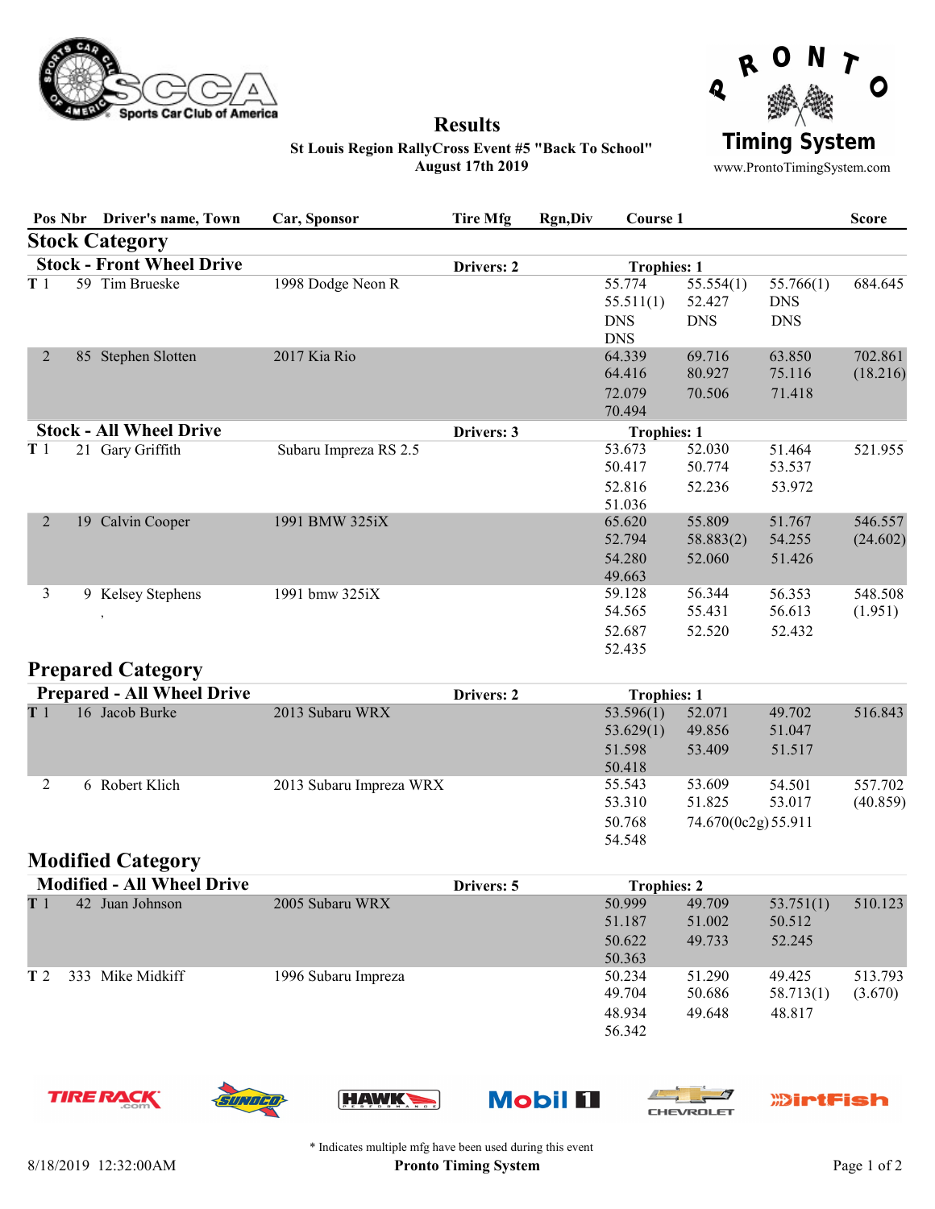Sports Car Club of America

PRONTO Timing System
www.ProntoTimingSystem.com

# Results

**St Louis Region RallyCross Event #5 "Back To School"**
**August 17th 2019**

| Pos | Nbr | Driver's name, Town | Car, Sponsor | Tire Mfg | Rgn,Div | Course 1 | | | Score |
|---|---|---|---|---|---|---|---|---|---|
| **Stock Category** | | | | | | | | | |
| **Stock - Front Wheel Drive** | | | | **Drivers: 2** | | **Trophies: 1** | | | |
| T 1 | 59 | Tim Brueske | 1998 Dodge Neon R | | | 55.774 | 55.554(1) | 55.766(1) | 684.645 |
| | | | | | | 55.511(1) | 52.427 | DNS | |
| | | | | | | DNS | DNS | DNS | |
| | | | | | | DNS | | | |
| 2 | 85 | Stephen Slotten | 2017 Kia Rio | | | 64.339 | 69.716 | 63.850 | 702.861 |
| | | | | | | 64.416 | 80.927 | 75.116 | (18.216) |
| | | | | | | 72.079 | 70.506 | 71.418 | |
| | | | | | | 70.494 | | | |
| **Stock - All Wheel Drive** | | | | **Drivers: 3** | | **Trophies: 1** | | | |
| T 1 | 21 | Gary Griffith | Subaru Impreza RS 2.5 | | | 53.673 | 52.030 | 51.464 | 521.955 |
| | | | | | | 50.417 | 50.774 | 53.537 | |
| | | | | | | 52.816 | 52.236 | 53.972 | |
| | | | | | | 51.036 | | | |
| 2 | 19 | Calvin Cooper | 1991 BMW 325iX | | | 65.620 | 55.809 | 51.767 | 546.557 |
| | | | | | | 52.794 | 58.883(2) | 54.255 | (24.602) |
| | | | | | | 54.280 | 52.060 | 51.426 | |
| | | | | | | 49.663 | | | |
| 3 | 9 | Kelsey Stephens , | 1991 bmw 325iX | | | 59.128 | 56.344 | 56.353 | 548.508 |
| | | | | | | 54.565 | 55.431 | 56.613 | (1.951) |
| | | | | | | 52.687 | 52.520 | 52.432 | |
| | | | | | | 52.435 | | | |
| **Prepared Category** | | | | | | | | | |
| **Prepared - All Wheel Drive** | | | | **Drivers: 2** | | **Trophies: 1** | | | |
| T 1 | 16 | Jacob Burke | 2013 Subaru WRX | | | 53.596(1) | 52.071 | 49.702 | 516.843 |
| | | | | | | 53.629(1) | 49.856 | 51.047 | |
| | | | | | | 51.598 | 53.409 | 51.517 | |
| | | | | | | 50.418 | | | |
| 2 | 6 | Robert Klich | 2013 Subaru Impreza WRX | | | 55.543 | 53.609 | 54.501 | 557.702 |
| | | | | | | 53.310 | 51.825 | 53.017 | (40.859) |
| | | | | | | 50.768 | 74.670(0c2g) | 55.911 | |
| | | | | | | 54.548 | | | |
| **Modified Category** | | | | | | | | | |
| **Modified - All Wheel Drive** | | | | **Drivers: 5** | | **Trophies: 2** | | | |
| T 1 | 42 | Juan Johnson | 2005 Subaru WRX | | | 50.999 | 49.709 | 53.751(1) | 510.123 |
| | | | | | | 51.187 | 51.002 | 50.512 | |
| | | | | | | 50.622 | 49.733 | 52.245 | |
| | | | | | | 50.363 | | | |
| T 2 | 333 | Mike Midkiff | 1996 Subaru Impreza | | | 50.234 | 51.290 | 49.425 | 513.793 |
| | | | | | | 49.704 | 50.686 | 58.713(1) | (3.670) |
| | | | | | | 48.934 | 49.648 | 48.817 | |
| | | | | | | 56.342 | | | |

TIRE RACK.com · SUNOCO · HAWK PERFORMANCE · Mobil 1 · CHEVROLET · DirtFish

* Indicates multiple mfg have been used during this event

8/18/2019 12:32:00AM — Pronto Timing System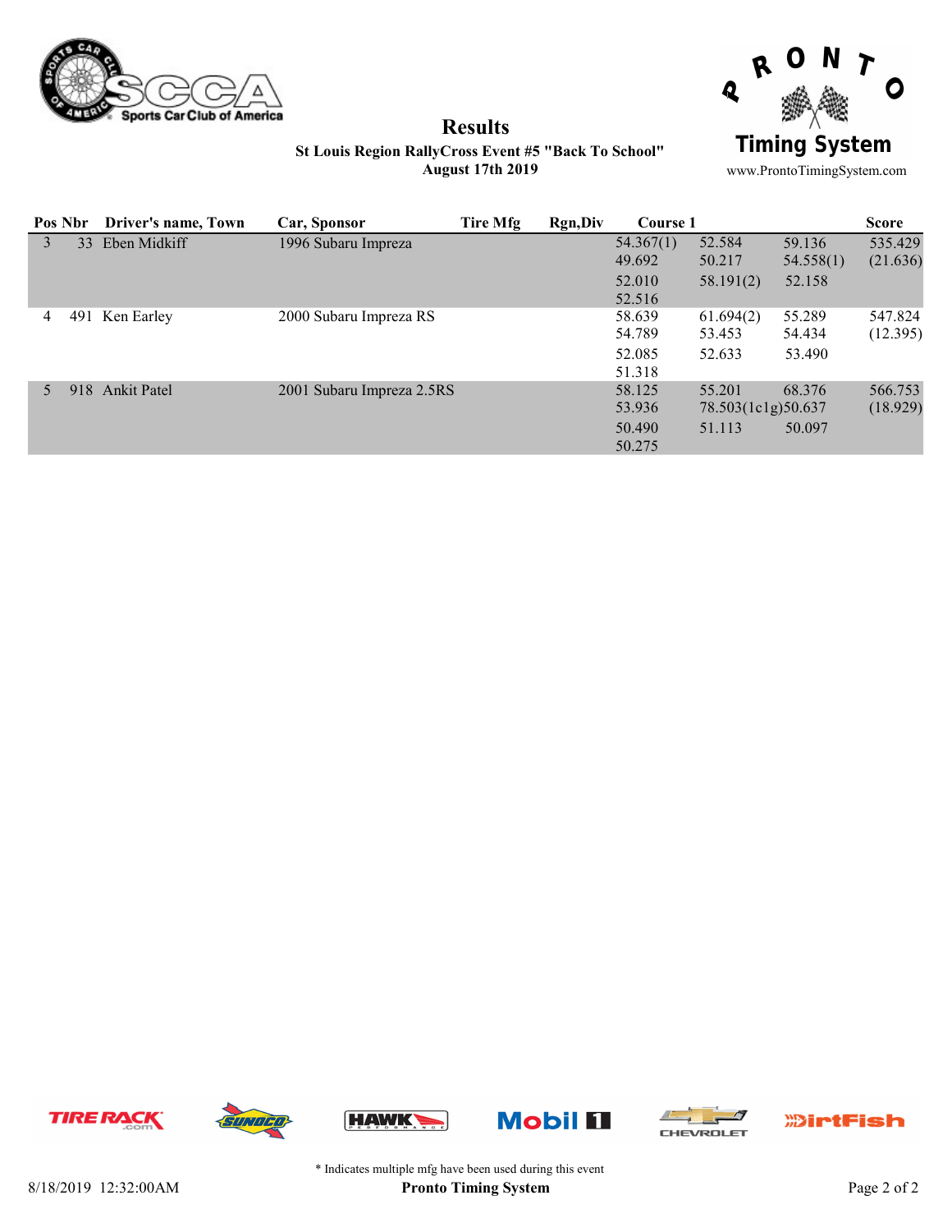# Results

**St Louis Region RallyCross Event #5 "Back To School"**
**August 17th 2019**

| Pos | Nbr | Driver's name, Town | Car, Sponsor | Tire Mfg | Rgn,Div | Course 1 | | | Score |
|---|---|---|---|---|---|---|---|---|---|
| 3 | 33 | Eben Midkiff | 1996 Subaru Impreza | | | 54.367(1) | 52.584 | 59.136 | 535.429 |
| | | | | | | 49.692 | 50.217 | 54.558(1) | (21.636) |
| | | | | | | 52.010 | 58.191(2) | 52.158 | |
| | | | | | | 52.516 | | | |
| 4 | 491 | Ken Earley | 2000 Subaru Impreza RS | | | 58.639 | 61.694(2) | 55.289 | 547.824 |
| | | | | | | 54.789 | 53.453 | 54.434 | (12.395) |
| | | | | | | 52.085 | 52.633 | 53.490 | |
| | | | | | | 51.318 | | | |
| 5 | 918 | Ankit Patel | 2001 Subaru Impreza 2.5RS | | | 58.125 | 55.201 | 68.376 | 566.753 |
| | | | | | | 53.936 | 78.503(1c1g) | 50.637 | (18.929) |
| | | | | | | 50.490 | 51.113 | 50.097 | |
| | | | | | | 50.275 | | | |

\* Indicates multiple mfg have been used during this event